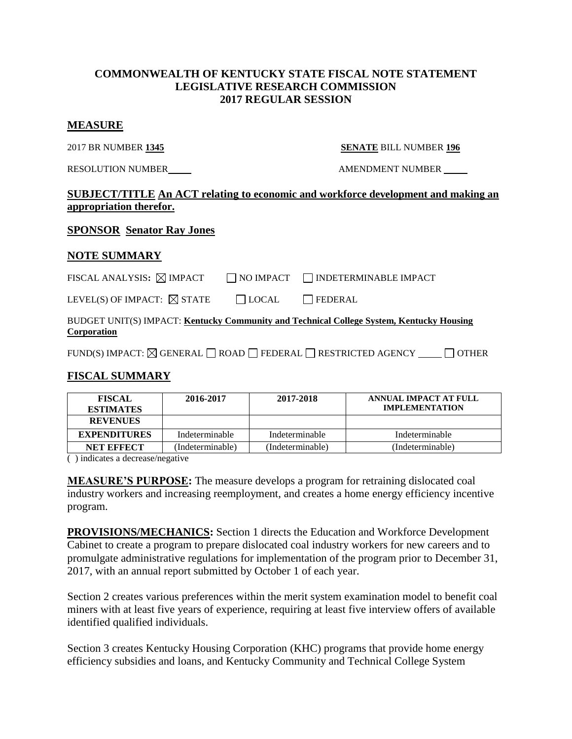# COMMONWEALTH OF KENTUCKY STATE FISCAL NOTE STATEMENT
# LEGISLATIVE RESEARCH COMMISSION
# 2017 REGULAR SESSION

## MEASURE

2017 BR NUMBER **1345** **SENATE** BILL NUMBER **196**

RESOLUTION NUMBER\_\_\_\_\_ AMENDMENT NUMBER \_\_\_\_\_

## SUBJECT/TITLE An ACT relating to economic and workforce development and making an appropriation therefor.

## SPONSOR Senator Ray Jones

## NOTE SUMMARY

FISCAL ANALYSIS: ☒ IMPACT ☐ NO IMPACT ☐ INDETERMINABLE IMPACT

LEVEL(S) OF IMPACT: ☒ STATE ☐ LOCAL ☐ FEDERAL

BUDGET UNIT(S) IMPACT: **Kentucky Community and Technical College System, Kentucky Housing Corporation**

FUND(S) IMPACT: ☒ GENERAL ☐ ROAD ☐ FEDERAL ☐ RESTRICTED AGENCY \_\_\_\_\_ ☐ OTHER

## FISCAL SUMMARY

| FISCAL ESTIMATES | 2016-2017 | 2017-2018 | ANNUAL IMPACT AT FULL IMPLEMENTATION |
|---|---|---|---|
| REVENUES | | | |
| EXPENDITURES | Indeterminable | Indeterminable | Indeterminable |
| NET EFFECT | (Indeterminable) | (Indeterminable) | (Indeterminable) |

( ) indicates a decrease/negative

**MEASURE'S PURPOSE:** The measure develops a program for retraining dislocated coal industry workers and increasing reemployment, and creates a home energy efficiency incentive program.

**PROVISIONS/MECHANICS:** Section 1 directs the Education and Workforce Development Cabinet to create a program to prepare dislocated coal industry workers for new careers and to promulgate administrative regulations for implementation of the program prior to December 31, 2017, with an annual report submitted by October 1 of each year.

Section 2 creates various preferences within the merit system examination model to benefit coal miners with at least five years of experience, requiring at least five interview offers of available identified qualified individuals.

Section 3 creates Kentucky Housing Corporation (KHC) programs that provide home energy efficiency subsidies and loans, and Kentucky Community and Technical College System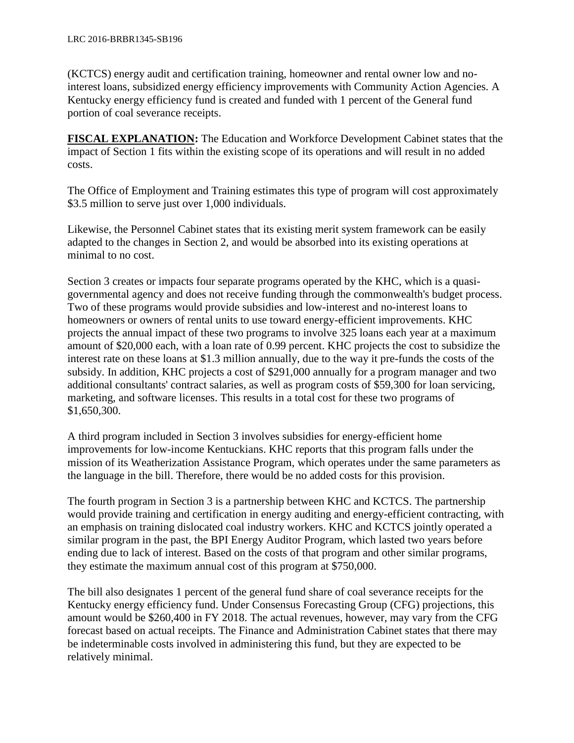(KCTCS) energy audit and certification training, homeowner and rental owner low and no-interest loans, subsidized energy efficiency improvements with Community Action Agencies. A Kentucky energy efficiency fund is created and funded with 1 percent of the General fund portion of coal severance receipts.

**FISCAL EXPLANATION:** The Education and Workforce Development Cabinet states that the impact of Section 1 fits within the existing scope of its operations and will result in no added costs.

The Office of Employment and Training estimates this type of program will cost approximately $3.5 million to serve just over 1,000 individuals.

Likewise, the Personnel Cabinet states that its existing merit system framework can be easily adapted to the changes in Section 2, and would be absorbed into its existing operations at minimal to no cost.

Section 3 creates or impacts four separate programs operated by the KHC, which is a quasi-governmental agency and does not receive funding through the commonwealth's budget process. Two of these programs would provide subsidies and low-interest and no-interest loans to homeowners or owners of rental units to use toward energy-efficient improvements. KHC projects the annual impact of these two programs to involve 325 loans each year at a maximum amount of $20,000 each, with a loan rate of 0.99 percent. KHC projects the cost to subsidize the interest rate on these loans at $1.3 million annually, due to the way it pre-funds the costs of the subsidy. In addition, KHC projects a cost of $291,000 annually for a program manager and two additional consultants' contract salaries, as well as program costs of $59,300 for loan servicing, marketing, and software licenses. This results in a total cost for these two programs of $1,650,300.

A third program included in Section 3 involves subsidies for energy-efficient home improvements for low-income Kentuckians. KHC reports that this program falls under the mission of its Weatherization Assistance Program, which operates under the same parameters as the language in the bill. Therefore, there would be no added costs for this provision.

The fourth program in Section 3 is a partnership between KHC and KCTCS. The partnership would provide training and certification in energy auditing and energy-efficient contracting, with an emphasis on training dislocated coal industry workers. KHC and KCTCS jointly operated a similar program in the past, the BPI Energy Auditor Program, which lasted two years before ending due to lack of interest. Based on the costs of that program and other similar programs, they estimate the maximum annual cost of this program at $750,000.

The bill also designates 1 percent of the general fund share of coal severance receipts for the Kentucky energy efficiency fund. Under Consensus Forecasting Group (CFG) projections, this amount would be $260,400 in FY 2018. The actual revenues, however, may vary from the CFG forecast based on actual receipts. The Finance and Administration Cabinet states that there may be indeterminable costs involved in administering this fund, but they are expected to be relatively minimal.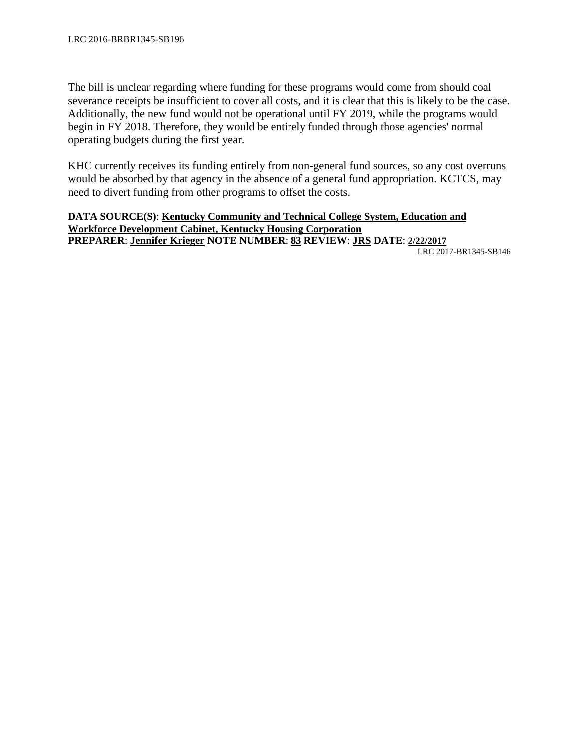The bill is unclear regarding where funding for these programs would come from should coal severance receipts be insufficient to cover all costs, and it is clear that this is likely to be the case. Additionally, the new fund would not be operational until FY 2019, while the programs would begin in FY 2018. Therefore, they would be entirely funded through those agencies' normal operating budgets during the first year.

KHC currently receives its funding entirely from non-general fund sources, so any cost overruns would be absorbed by that agency in the absence of a general fund appropriation. KCTCS, may need to divert funding from other programs to offset the costs.

**DATA SOURCE(S)**: **Kentucky Community and Technical College System, Education and Workforce Development Cabinet, Kentucky Housing Corporation**
**PREPARER**: **Jennifer Krieger** **NOTE NUMBER**: **83** **REVIEW**: **JRS** **DATE**: **2/22/2017**